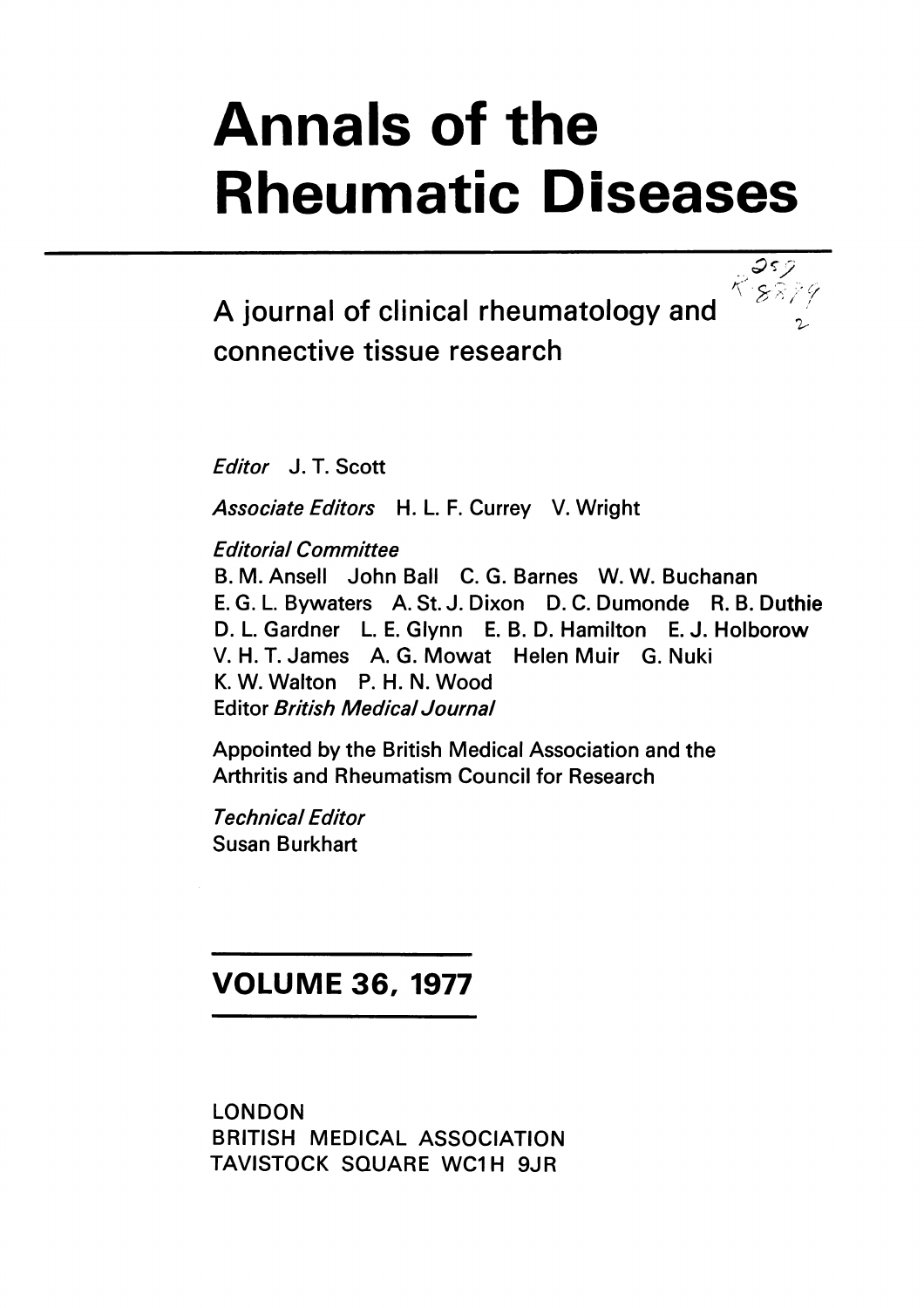# Annals of the Rheumatic Diseases

A journal of clinical rheumatology and connective tissue research

*Editor* J. T. Scott

*Associate Editors* H. L. F. Currey V. Wright

*Editorial Committee*
B. M. Ansell John Ball C. G. Barnes W. W. Buchanan
E. G. L. Bywaters A. St. J. Dixon D. C. Dumonde R. B. Duthie
D. L. Gardner L. E. Glynn E. B. D. Hamilton E. J. Holborow
V. H. T. James A. G. Mowat Helen Muir G. Nuki
K. W. Walton P. H. N. Wood
Editor *British Medical Journal*

Appointed by the British Medical Association and the Arthritis and Rheumatism Council for Research

*Technical Editor*
Susan Burkhart

## VOLUME 36, 1977

LONDON
BRITISH MEDICAL ASSOCIATION
TAVISTOCK SQUARE WC1H 9JR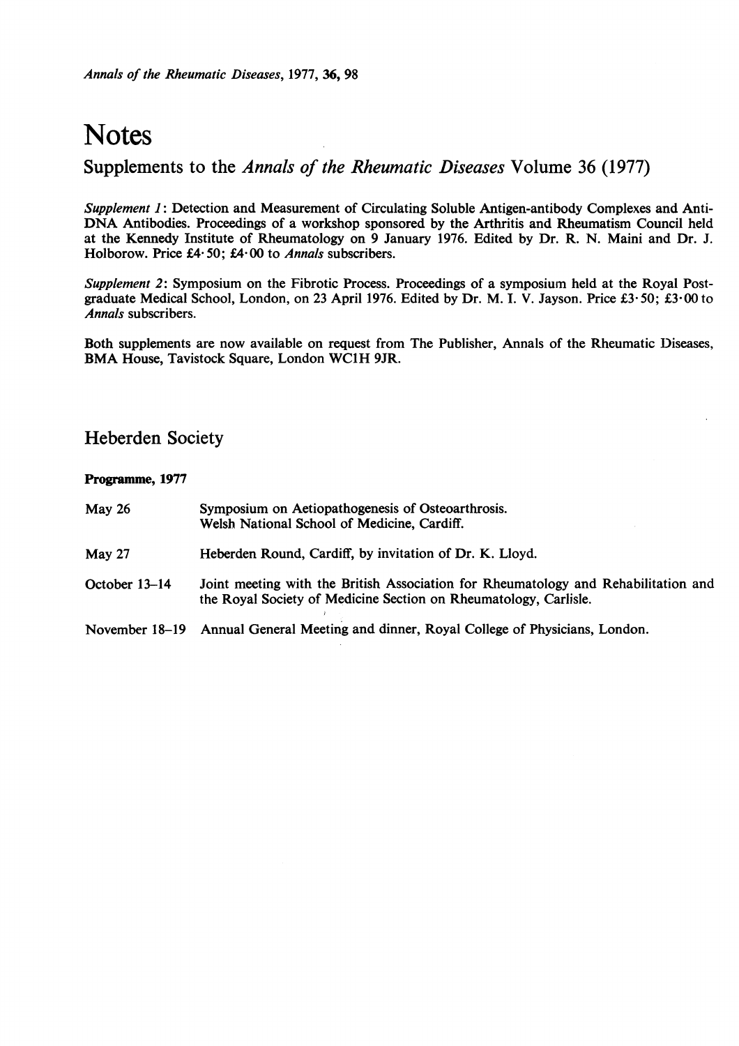# Notes

## Supplements to the *Annals of the Rheumatic Diseases* Volume 36 (1977)

*Supplement 1*: Detection and Measurement of Circulating Soluble Antigen-antibody Complexes and Anti-DNA Antibodies. Proceedings of a workshop sponsored by the Arthritis and Rheumatism Council held at the Kennedy Institute of Rheumatology on 9 January 1976. Edited by Dr. R. N. Maini and Dr. J. Holborow. Price £4·50; £4·00 to *Annals* subscribers.

*Supplement 2*: Symposium on the Fibrotic Process. Proceedings of a symposium held at the Royal Postgraduate Medical School, London, on 23 April 1976. Edited by Dr. M. I. V. Jayson. Price £3·50; £3·00 to *Annals* subscribers.

Both supplements are now available on request from The Publisher, Annals of the Rheumatic Diseases, BMA House, Tavistock Square, London WC1H 9JR.

## Heberden Society

**Programme, 1977**

| | |
|---|---|
| May 26 | Symposium on Aetiopathogenesis of Osteoarthrosis. Welsh National School of Medicine, Cardiff. |
| May 27 | Heberden Round, Cardiff, by invitation of Dr. K. Lloyd. |
| October 13–14 | Joint meeting with the British Association for Rheumatology and Rehabilitation and the Royal Society of Medicine Section on Rheumatology, Carlisle. |
| November 18–19 | Annual General Meeting and dinner, Royal College of Physicians, London. |